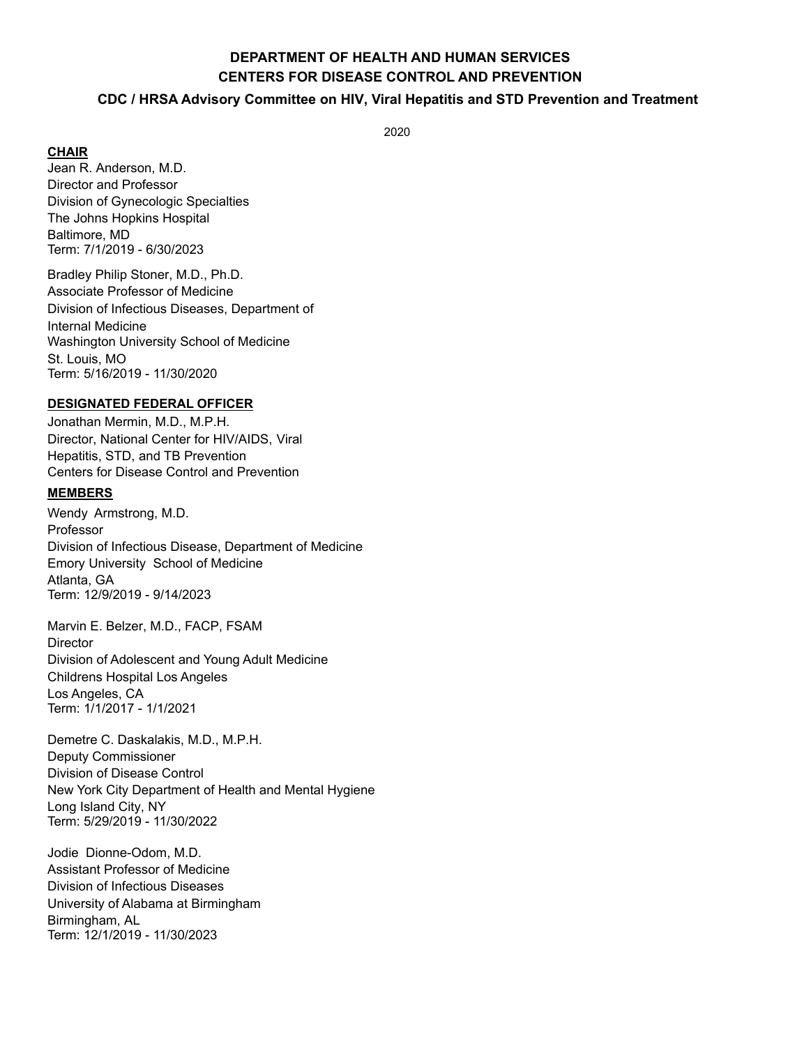# DEPARTMENT OF HEALTH AND HUMAN SERVICES
# CENTERS FOR DISEASE CONTROL AND PREVENTION

## CDC / HRSA Advisory Committee on HIV, Viral Hepatitis and STD Prevention and Treatment

2020

### CHAIR

Jean R. Anderson, M.D.
Director and Professor
Division of Gynecologic Specialties
The Johns Hopkins Hospital
Baltimore, MD
Term: 7/1/2019 - 6/30/2023

Bradley Philip Stoner, M.D., Ph.D.
Associate Professor of Medicine
Division of Infectious Diseases, Department of Internal Medicine
Washington University School of Medicine
St. Louis, MO
Term: 5/16/2019 - 11/30/2020

### DESIGNATED FEDERAL OFFICER

Jonathan Mermin, M.D., M.P.H.
Director, National Center for HIV/AIDS, Viral Hepatitis, STD, and TB Prevention
Centers for Disease Control and Prevention

### MEMBERS

Wendy Armstrong, M.D.
Professor
Division of Infectious Disease, Department of Medicine
Emory University School of Medicine
Atlanta, GA
Term: 12/9/2019 - 9/14/2023

Marvin E. Belzer, M.D., FACP, FSAM
Director
Division of Adolescent and Young Adult Medicine
Childrens Hospital Los Angeles
Los Angeles, CA
Term: 1/1/2017 - 1/1/2021

Demetre C. Daskalakis, M.D., M.P.H.
Deputy Commissioner
Division of Disease Control
New York City Department of Health and Mental Hygiene
Long Island City, NY
Term: 5/29/2019 - 11/30/2022

Jodie Dionne-Odom, M.D.
Assistant Professor of Medicine
Division of Infectious Diseases
University of Alabama at Birmingham
Birmingham, AL
Term: 12/1/2019 - 11/30/2023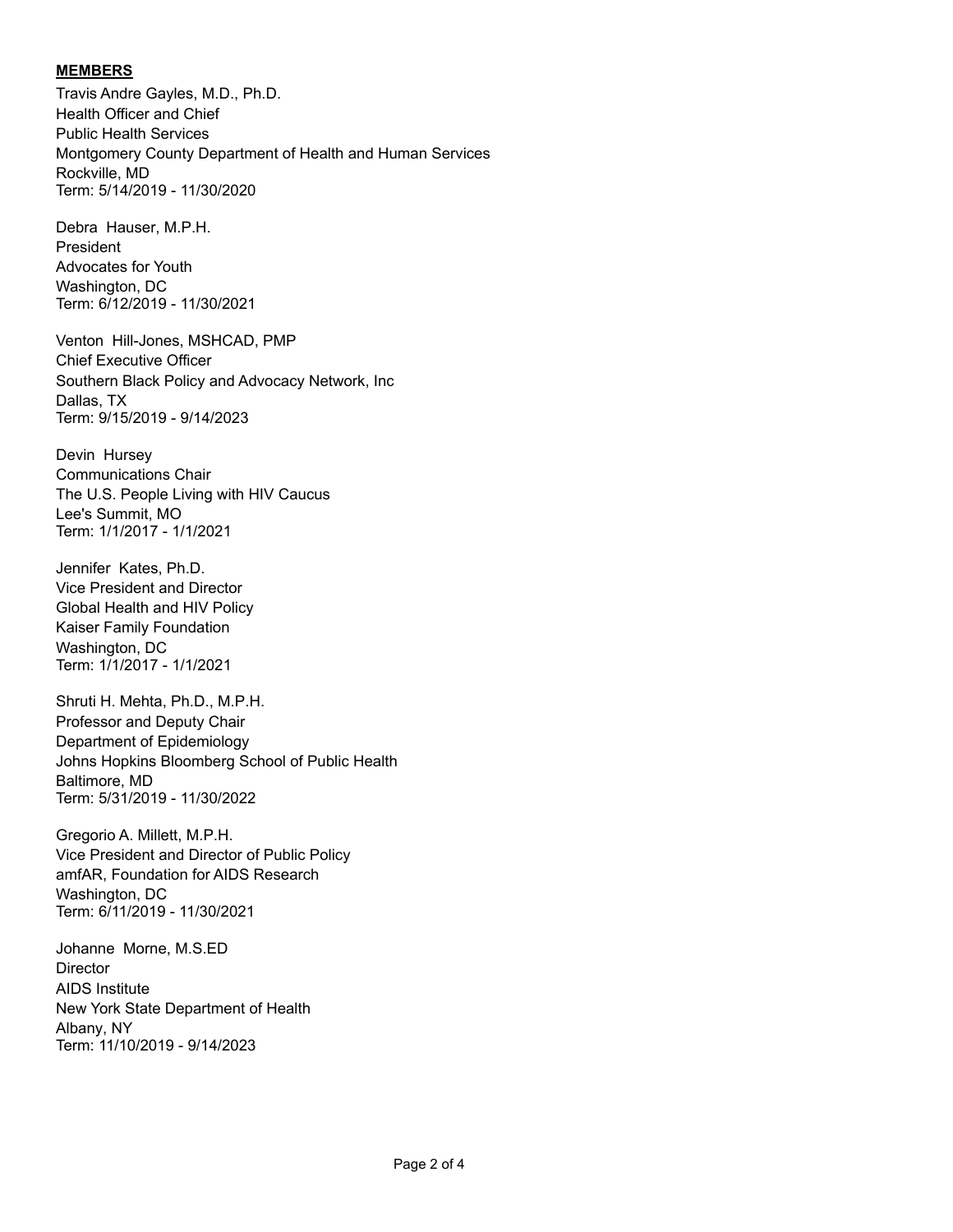**MEMBERS**

Travis Andre Gayles, M.D., Ph.D.
Health Officer and Chief
Public Health Services
Montgomery County Department of Health and Human Services
Rockville, MD
Term: 5/14/2019 - 11/30/2020

Debra Hauser, M.P.H.
President
Advocates for Youth
Washington, DC
Term: 6/12/2019 - 11/30/2021

Venton Hill-Jones, MSHCAD, PMP
Chief Executive Officer
Southern Black Policy and Advocacy Network, Inc
Dallas, TX
Term: 9/15/2019 - 9/14/2023

Devin Hursey
Communications Chair
The U.S. People Living with HIV Caucus
Lee's Summit, MO
Term: 1/1/2017 - 1/1/2021

Jennifer Kates, Ph.D.
Vice President and Director
Global Health and HIV Policy
Kaiser Family Foundation
Washington, DC
Term: 1/1/2017 - 1/1/2021

Shruti H. Mehta, Ph.D., M.P.H.
Professor and Deputy Chair
Department of Epidemiology
Johns Hopkins Bloomberg School of Public Health
Baltimore, MD
Term: 5/31/2019 - 11/30/2022

Gregorio A. Millett, M.P.H.
Vice President and Director of Public Policy
amfAR, Foundation for AIDS Research
Washington, DC
Term: 6/11/2019 - 11/30/2021

Johanne Morne, M.S.ED
Director
AIDS Institute
New York State Department of Health
Albany, NY
Term: 11/10/2019 - 9/14/2023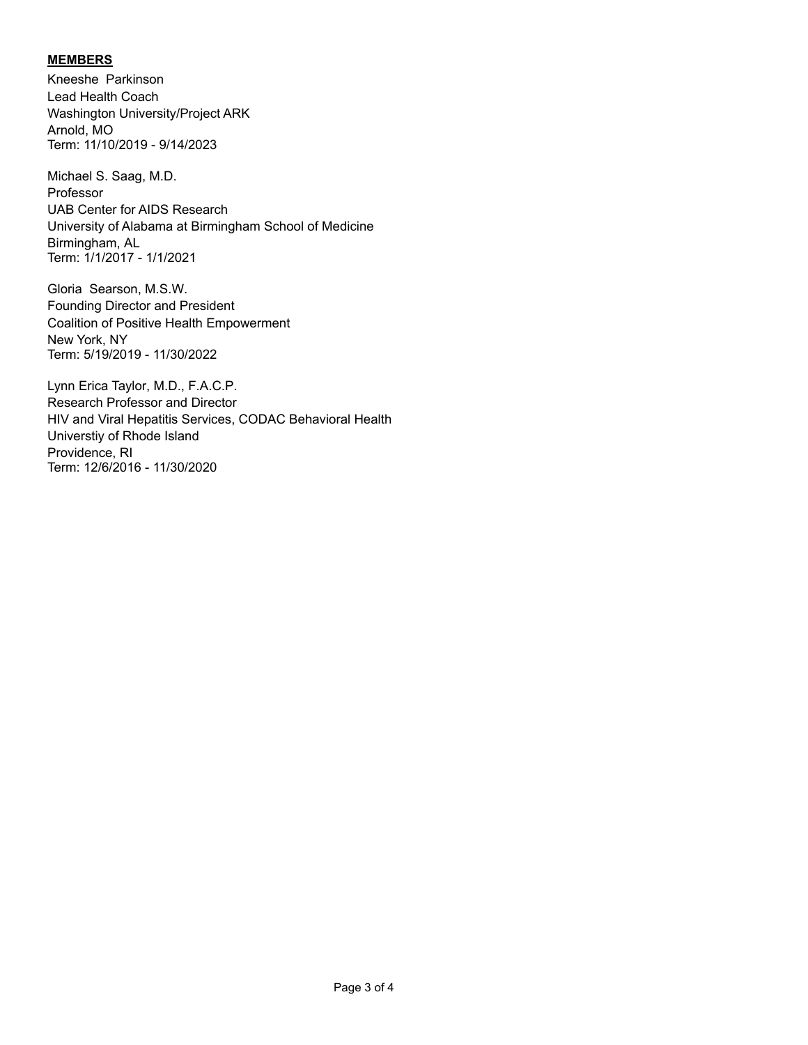**MEMBERS**

Kneeshe Parkinson
Lead Health Coach
Washington University/Project ARK
Arnold, MO
Term: 11/10/2019 - 9/14/2023

Michael S. Saag, M.D.
Professor
UAB Center for AIDS Research
University of Alabama at Birmingham School of Medicine
Birmingham, AL
Term: 1/1/2017 - 1/1/2021

Gloria Searson, M.S.W.
Founding Director and President
Coalition of Positive Health Empowerment
New York, NY
Term: 5/19/2019 - 11/30/2022

Lynn Erica Taylor, M.D., F.A.C.P.
Research Professor and Director
HIV and Viral Hepatitis Services, CODAC Behavioral Health
Universtiy of Rhode Island
Providence, RI
Term: 12/6/2016 - 11/30/2020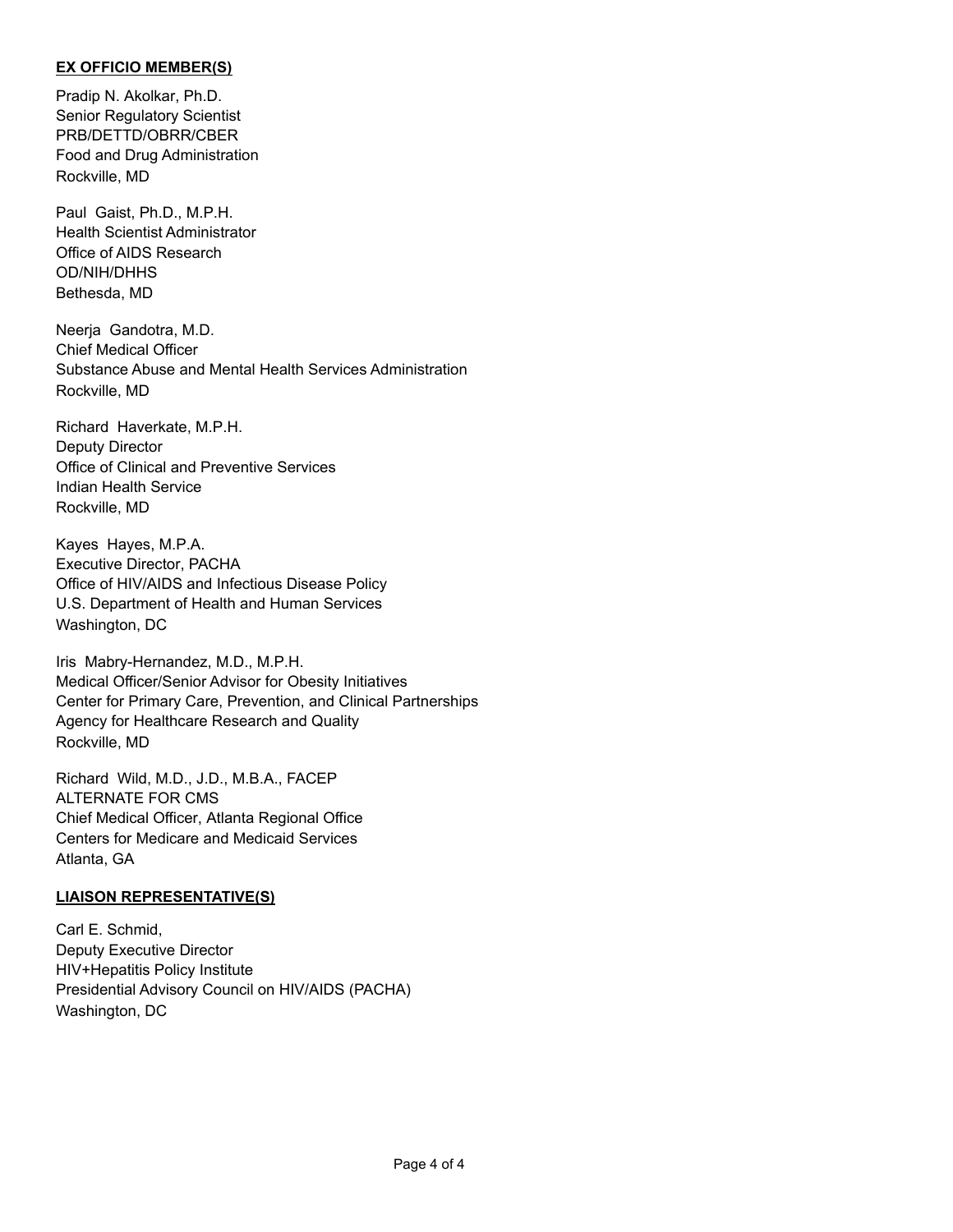**EX OFFICIO MEMBER(S)**

Pradip N. Akolkar, Ph.D.
Senior Regulatory Scientist
PRB/DETTD/OBRR/CBER
Food and Drug Administration
Rockville, MD

Paul Gaist, Ph.D., M.P.H.
Health Scientist Administrator
Office of AIDS Research
OD/NIH/DHHS
Bethesda, MD

Neerja Gandotra, M.D.
Chief Medical Officer
Substance Abuse and Mental Health Services Administration
Rockville, MD

Richard Haverkate, M.P.H.
Deputy Director
Office of Clinical and Preventive Services
Indian Health Service
Rockville, MD

Kayes Hayes, M.P.A.
Executive Director, PACHA
Office of HIV/AIDS and Infectious Disease Policy
U.S. Department of Health and Human Services
Washington, DC

Iris Mabry-Hernandez, M.D., M.P.H.
Medical Officer/Senior Advisor for Obesity Initiatives
Center for Primary Care, Prevention, and Clinical Partnerships
Agency for Healthcare Research and Quality
Rockville, MD

Richard Wild, M.D., J.D., M.B.A., FACEP
ALTERNATE FOR CMS
Chief Medical Officer, Atlanta Regional Office
Centers for Medicare and Medicaid Services
Atlanta, GA

**LIAISON REPRESENTATIVE(S)**

Carl E. Schmid,
Deputy Executive Director
HIV+Hepatitis Policy Institute
Presidential Advisory Council on HIV/AIDS (PACHA)
Washington, DC